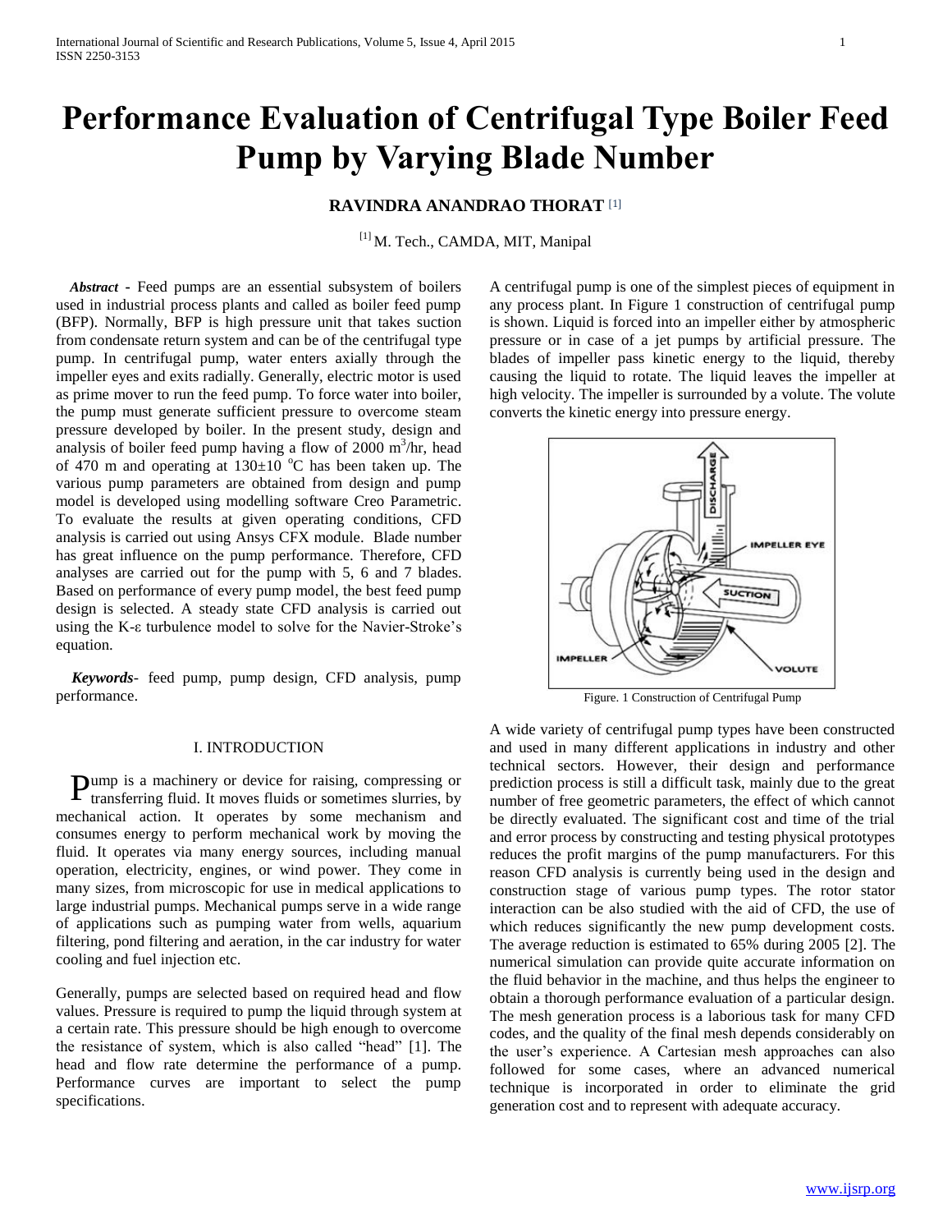# Performance Evaluation of Centrifugal Type Boiler Feed Pump by Varying Blade Number

**RAVINDRA ANANDRAO THORAT** [1]

[1] M. Tech., CAMDA, MIT, Manipal

***Abstract*** - Feed pumps are an essential subsystem of boilers used in industrial process plants and called as boiler feed pump (BFP). Normally, BFP is high pressure unit that takes suction from condensate return system and can be of the centrifugal type pump. In centrifugal pump, water enters axially through the impeller eyes and exits radially. Generally, electric motor is used as prime mover to run the feed pump. To force water into boiler, the pump must generate sufficient pressure to overcome steam pressure developed by boiler. In the present study, design and analysis of boiler feed pump having a flow of 2000 $m^3$/hr, head of 470 m and operating at 130±10 $^oC$ has been taken up. The various pump parameters are obtained from design and pump model is developed using modelling software Creo Parametric. To evaluate the results at given operating conditions, CFD analysis is carried out using Ansys CFX module. Blade number has great influence on the pump performance. Therefore, CFD analyses are carried out for the pump with 5, 6 and 7 blades. Based on performance of every pump model, the best feed pump design is selected. A steady state CFD analysis is carried out using the K-ε turbulence model to solve for the Navier-Stroke's equation.

***Keywords***- feed pump, pump design, CFD analysis, pump performance.

## I. INTRODUCTION

Pump is a machinery or device for raising, compressing or transferring fluid. It moves fluids or sometimes slurries, by mechanical action. It operates by some mechanism and consumes energy to perform mechanical work by moving the fluid. It operates via many energy sources, including manual operation, electricity, engines, or wind power. They come in many sizes, from microscopic for use in medical applications to large industrial pumps. Mechanical pumps serve in a wide range of applications such as pumping water from wells, aquarium filtering, pond filtering and aeration, in the car industry for water cooling and fuel injection etc.

Generally, pumps are selected based on required head and flow values. Pressure is required to pump the liquid through system at a certain rate. This pressure should be high enough to overcome the resistance of system, which is also called "head" [1]. The head and flow rate determine the performance of a pump. Performance curves are important to select the pump specifications.

A centrifugal pump is one of the simplest pieces of equipment in any process plant. In Figure 1 construction of centrifugal pump is shown. Liquid is forced into an impeller either by atmospheric pressure or in case of a jet pumps by artificial pressure. The blades of impeller pass kinetic energy to the liquid, thereby causing the liquid to rotate. The liquid leaves the impeller at high velocity. The impeller is surrounded by a volute. The volute converts the kinetic energy into pressure energy.

Figure. 1 Construction of Centrifugal Pump

A wide variety of centrifugal pump types have been constructed and used in many different applications in industry and other technical sectors. However, their design and performance prediction process is still a difficult task, mainly due to the great number of free geometric parameters, the effect of which cannot be directly evaluated. The significant cost and time of the trial and error process by constructing and testing physical prototypes reduces the profit margins of the pump manufacturers. For this reason CFD analysis is currently being used in the design and construction stage of various pump types. The rotor stator interaction can be also studied with the aid of CFD, the use of which reduces significantly the new pump development costs. The average reduction is estimated to 65% during 2005 [2]. The numerical simulation can provide quite accurate information on the fluid behavior in the machine, and thus helps the engineer to obtain a thorough performance evaluation of a particular design. The mesh generation process is a laborious task for many CFD codes, and the quality of the final mesh depends considerably on the user's experience. A Cartesian mesh approaches can also followed for some cases, where an advanced numerical technique is incorporated in order to eliminate the grid generation cost and to represent with adequate accuracy.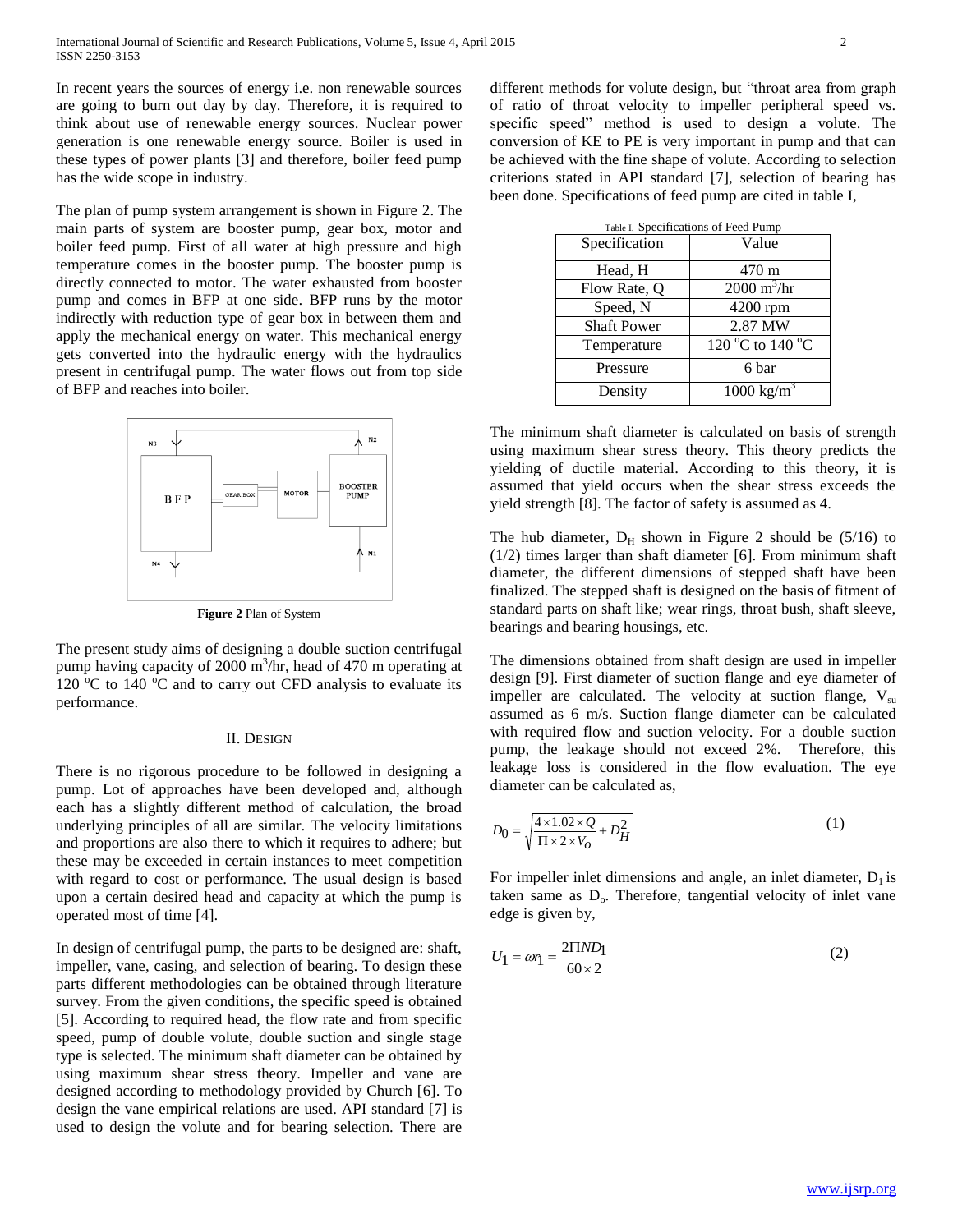In recent years the sources of energy i.e. non renewable sources are going to burn out day by day. Therefore, it is required to think about use of renewable energy sources. Nuclear power generation is one renewable energy source. Boiler is used in these types of power plants [3] and therefore, boiler feed pump has the wide scope in industry.

The plan of pump system arrangement is shown in Figure 2. The main parts of system are booster pump, gear box, motor and boiler feed pump. First of all water at high pressure and high temperature comes in the booster pump. The booster pump is directly connected to motor. The water exhausted from booster pump and comes in BFP at one side. BFP runs by the motor indirectly with reduction type of gear box in between them and apply the mechanical energy on water. This mechanical energy gets converted into the hydraulic energy with the hydraulics present in centrifugal pump. The water flows out from top side of BFP and reaches into boiler.

N3 N2 BFP GEAR BOX MOTOR BOOSTER PUMP N4 N1

**Figure 2** Plan of System

The present study aims of designing a double suction centrifugal pump having capacity of 2000 $m^3$/hr, head of 470 m operating at 120 $^oC$ to 140 $^oC$ and to carry out CFD analysis to evaluate its performance.

## II. Design

There is no rigorous procedure to be followed in designing a pump. Lot of approaches have been developed and, although each has a slightly different method of calculation, the broad underlying principles of all are similar. The velocity limitations and proportions are also there to which it requires to adhere; but these may be exceeded in certain instances to meet competition with regard to cost or performance. The usual design is based upon a certain desired head and capacity at which the pump is operated most of time [4].

In design of centrifugal pump, the parts to be designed are: shaft, impeller, vane, casing, and selection of bearing. To design these parts different methodologies can be obtained through literature survey. From the given conditions, the specific speed is obtained [5]. According to required head, the flow rate and from specific speed, pump of double volute, double suction and single stage type is selected. The minimum shaft diameter can be obtained by using maximum shear stress theory. Impeller and vane are designed according to methodology provided by Church [6]. To design the vane empirical relations are used. API standard [7] is used to design the volute and for bearing selection. There are different methods for volute design, but "throat area from graph of ratio of throat velocity to impeller peripheral speed vs. specific speed" method is used to design a volute. The conversion of KE to PE is very important in pump and that can be achieved with the fine shape of volute. According to selection criterions stated in API standard [7], selection of bearing has been done. Specifications of feed pump are cited in table I,

Table I. Specifications of Feed Pump

| Specification | Value |
|---|---|
| Head, H | 470 m |
| Flow Rate, Q | 2000 $m^3$/hr |
| Speed, N | 4200 rpm |
| Shaft Power | 2.87 MW |
| Temperature | 120 $^oC$ to 140 $^oC$ |
| Pressure | 6 bar |
| Density | 1000 kg/$m^3$ |

The minimum shaft diameter is calculated on basis of strength using maximum shear stress theory. This theory predicts the yielding of ductile material. According to this theory, it is assumed that yield occurs when the shear stress exceeds the yield strength [8]. The factor of safety is assumed as 4.

The hub diameter, $D_H$ shown in Figure 2 should be (5/16) to (1/2) times larger than shaft diameter [6]. From minimum shaft diameter, the different dimensions of stepped shaft have been finalized. The stepped shaft is designed on the basis of fitment of standard parts on shaft like; wear rings, throat bush, shaft sleeve, bearings and bearing housings, etc.

The dimensions obtained from shaft design are used in impeller design [9]. First diameter of suction flange and eye diameter of impeller are calculated. The velocity at suction flange, $V_{su}$ assumed as 6 m/s. Suction flange diameter can be calculated with required flow and suction velocity. For a double suction pump, the leakage should not exceed 2%. Therefore, this leakage loss is considered in the flow evaluation. The eye diameter can be calculated as,

$$D_0 = \sqrt{\frac{4 \times 1.02 \times Q}{\Pi \times 2 \times V_o} + D_H^2} \tag{1}$$

For impeller inlet dimensions and angle, an inlet diameter, $D_1$ is taken same as $D_o$. Therefore, tangential velocity of inlet vane edge is given by,

$$U_1 = \omega r_1 = \frac{2\Pi N D_1}{60 \times 2} \tag{2}$$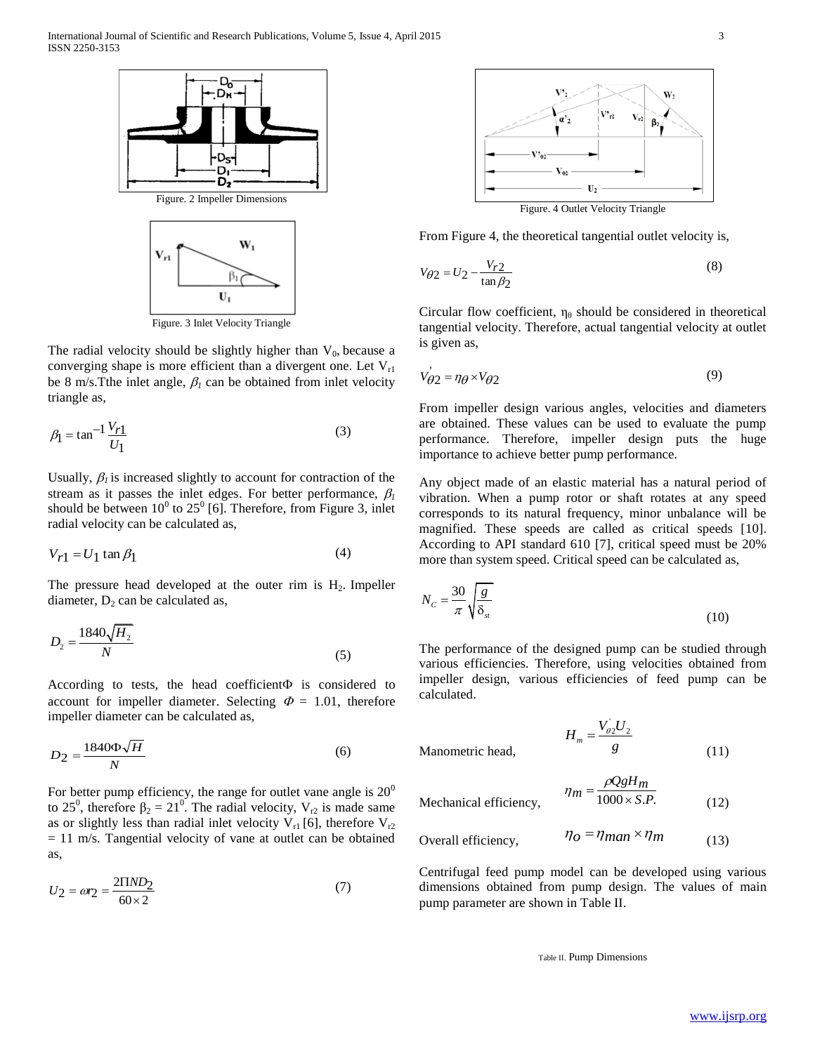Figure. 2 Impeller Dimensions

Figure. 3 Inlet Velocity Triangle

The radial velocity should be slightly higher than $V_0$, because a converging shape is more efficient than a divergent one. Let $V_{r1}$ be 8 m/s.Tthe inlet angle, $\beta_1$ can be obtained from inlet velocity triangle as,

$$\beta_1 = \tan^{-1}\frac{V_{r1}}{U_1} \tag{3}$$

Usually, $\beta_1$ is increased slightly to account for contraction of the stream as it passes the inlet edges. For better performance, $\beta_1$ should be between $10^0$ to $25^0$ [6]. Therefore, from Figure 3, inlet radial velocity can be calculated as,

$$V_{r1} = U_1 \tan\beta_1 \tag{4}$$

The pressure head developed at the outer rim is $H_2$. Impeller diameter, $D_2$ can be calculated as,

$$D_2 = \frac{1840\sqrt{H_2}}{N} \tag{5}$$

According to tests, the head coefficientΦ is considered to account for impeller diameter. Selecting $\Phi$ = 1.01, therefore impeller diameter can be calculated as,

$$D_2 = \frac{1840\Phi\sqrt{H}}{N} \tag{6}$$

For better pump efficiency, the range for outlet vane angle is $20^0$ to $25^0$, therefore $\beta_2 = 21^0$. The radial velocity, $V_{r2}$ is made same as or slightly less than radial inlet velocity $V_{r1}$ [6], therefore $V_{r2}$ = 11 m/s. Tangential velocity of vane at outlet can be obtained as,

$$U_2 = \omega r_2 = \frac{2\Pi N D_2}{60\times 2} \tag{7}$$

Figure. 4 Outlet Velocity Triangle

From Figure 4, the theoretical tangential outlet velocity is,

$$V_{\theta 2} = U_2 - \frac{V_{r2}}{\tan\beta_2} \tag{8}$$

Circular flow coefficient, $\eta_\theta$ should be considered in theoretical tangential velocity. Therefore, actual tangential velocity at outlet is given as,

$$V_{\theta 2}' = \eta_\theta \times V_{\theta 2} \tag{9}$$

From impeller design various angles, velocities and diameters are obtained. These values can be used to evaluate the pump performance. Therefore, impeller design puts the huge importance to achieve better pump performance.

Any object made of an elastic material has a natural period of vibration. When a pump rotor or shaft rotates at any speed corresponds to its natural frequency, minor unbalance will be magnified. These speeds are called as critical speeds [10]. According to API standard 610 [7], critical speed must be 20% more than system speed. Critical speed can be calculated as,

$$N_C = \frac{30}{\pi}\sqrt{\frac{g}{\delta_{st}}} \tag{10}$$

The performance of the designed pump can be studied through various efficiencies. Therefore, using velocities obtained from impeller design, various efficiencies of feed pump can be calculated.

Manometric head,
$$H_m = \frac{V_{\theta 2}' U_2}{g} \tag{11}$$

Mechanical efficiency,
$$\eta_m = \frac{\rho Q g H_m}{1000\times S.P.} \tag{12}$$

Overall efficiency,
$$\eta_o = \eta_{man} \times \eta_m \tag{13}$$

Centrifugal feed pump model can be developed using various dimensions obtained from pump design. The values of main pump parameter are shown in Table II.

Table II. Pump Dimensions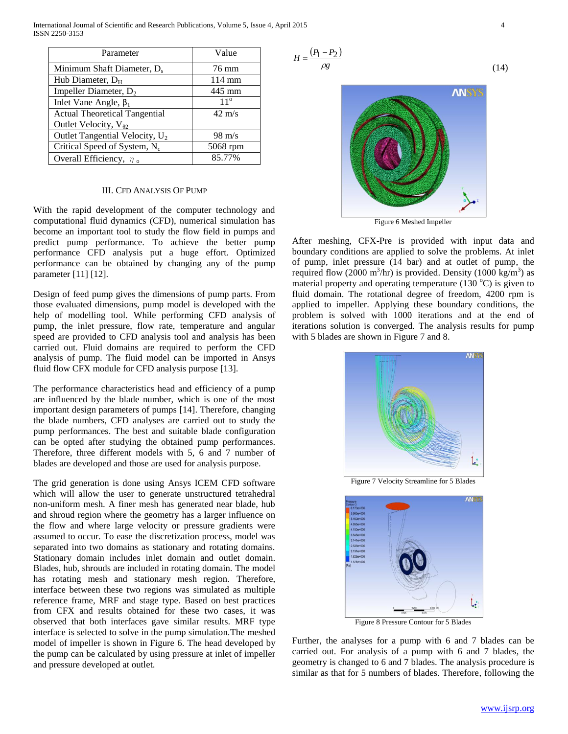| Parameter | Value |
|---|---|
| Minimum Shaft Diameter, $D_s$ | 76 mm |
| Hub Diameter, $D_H$ | 114 mm |
| Impeller Diameter, $D_2$ | 445 mm |
| Inlet Vane Angle, $\beta_1$ | $11^o$ |
| Actual Theoretical Tangential Outlet Velocity, $V_{\theta 2}$ | 42 m/s |
| Outlet Tangential Velocity, $U_2$ | 98 m/s |
| Critical Speed of System, $N_c$ | 5068 rpm |
| Overall Efficiency, $\eta_o$ | 85.77% |

## III. CFD Analysis Of Pump

With the rapid development of the computer technology and computational fluid dynamics (CFD), numerical simulation has become an important tool to study the flow field in pumps and predict pump performance. To achieve the better pump performance CFD analysis put a huge effort. Optimized performance can be obtained by changing any of the pump parameter [11] [12].

Design of feed pump gives the dimensions of pump parts. From those evaluated dimensions, pump model is developed with the help of modelling tool. While performing CFD analysis of pump, the inlet pressure, flow rate, temperature and angular speed are provided to CFD analysis tool and analysis has been carried out. Fluid domains are required to perform the CFD analysis of pump. The fluid model can be imported in Ansys fluid flow CFX module for CFD analysis purpose [13].

The performance characteristics head and efficiency of a pump are influenced by the blade number, which is one of the most important design parameters of pumps [14]. Therefore, changing the blade numbers, CFD analyses are carried out to study the pump performances. The best and suitable blade configuration can be opted after studying the obtained pump performances. Therefore, three different models with 5, 6 and 7 number of blades are developed and those are used for analysis purpose.

The grid generation is done using Ansys ICEM CFD software which will allow the user to generate unstructured tetrahedral non-uniform mesh. A finer mesh has generated near blade, hub and shroud region where the geometry has a larger influence on the flow and where large velocity or pressure gradients were assumed to occur. To ease the discretization process, model was separated into two domains as stationary and rotating domains. Stationary domain includes inlet domain and outlet domain. Blades, hub, shrouds are included in rotating domain. The model has rotating mesh and stationary mesh region. Therefore, interface between these two regions was simulated as multiple reference frame, MRF and stage type. Based on best practices from CFX and results obtained for these two cases, it was observed that both interfaces gave similar results. MRF type interface is selected to solve in the pump simulation.The meshed model of impeller is shown in Figure 6. The head developed by the pump can be calculated by using pressure at inlet of impeller and pressure developed at outlet.

$$H = \frac{(P_1 - P_2)}{\rho g} \tag{14}$$

Figure 6 Meshed Impeller

After meshing, CFX-Pre is provided with input data and boundary conditions are applied to solve the problems. At inlet of pump, inlet pressure (14 bar) and at outlet of pump, the required flow (2000 $m^3$/hr) is provided. Density (1000 kg/$m^3$) as material property and operating temperature (130 $^o$C) is given to fluid domain. The rotational degree of freedom, 4200 rpm is applied to impeller. Applying these boundary conditions, the problem is solved with 1000 iterations and at the end of iterations solution is converged. The analysis results for pump with 5 blades are shown in Figure 7 and 8.

Figure 7 Velocity Streamline for 5 Blades

Figure 8 Pressure Contour for 5 Blades

Further, the analyses for a pump with 6 and 7 blades can be carried out. For analysis of a pump with 6 and 7 blades, the geometry is changed to 6 and 7 blades. The analysis procedure is similar as that for 5 numbers of blades. Therefore, following the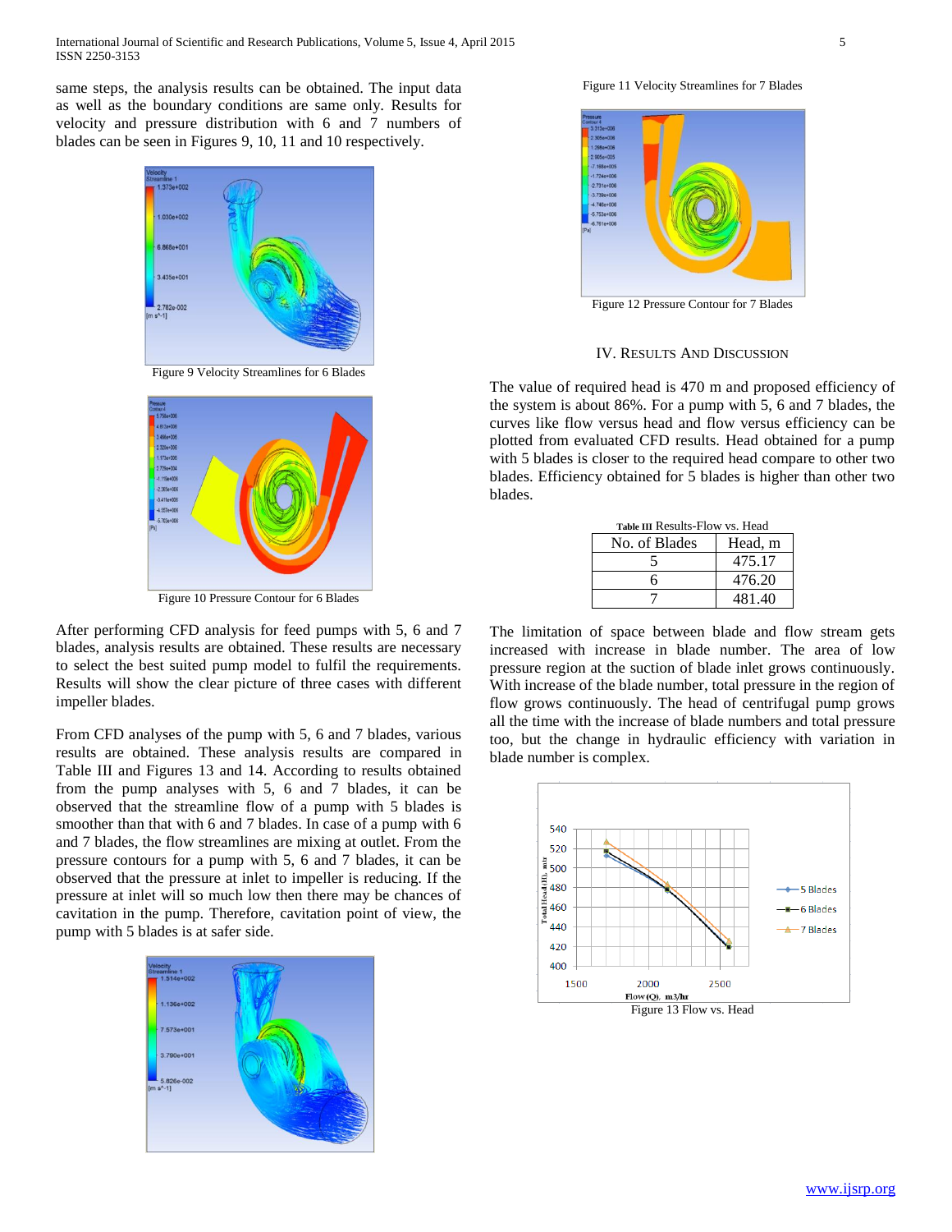same steps, the analysis results can be obtained. The input data as well as the boundary conditions are same only. Results for velocity and pressure distribution with 6 and 7 numbers of blades can be seen in Figures 9, 10, 11 and 10 respectively.

Figure 9 Velocity Streamlines for 6 Blades

Figure 10 Pressure Contour for 6 Blades

After performing CFD analysis for feed pumps with 5, 6 and 7 blades, analysis results are obtained. These results are necessary to select the best suited pump model to fulfil the requirements. Results will show the clear picture of three cases with different impeller blades.

From CFD analyses of the pump with 5, 6 and 7 blades, various results are obtained. These analysis results are compared in Table III and Figures 13 and 14. According to results obtained from the pump analyses with 5, 6 and 7 blades, it can be observed that the streamline flow of a pump with 5 blades is smoother than that with 6 and 7 blades. In case of a pump with 6 and 7 blades, the flow streamlines are mixing at outlet. From the pressure contours for a pump with 5, 6 and 7 blades, it can be observed that the pressure at inlet to impeller is reducing. If the pressure at inlet will so much low then there may be chances of cavitation in the pump. Therefore, cavitation point of view, the pump with 5 blades is at safer side.

Figure 11 Velocity Streamlines for 7 Blades

Figure 12 Pressure Contour for 7 Blades

## IV. Results And Discussion

The value of required head is 470 m and proposed efficiency of the system is about 86%. For a pump with 5, 6 and 7 blades, the curves like flow versus head and flow versus efficiency can be plotted from evaluated CFD results. Head obtained for a pump with 5 blades is closer to the required head compare to other two blades. Efficiency obtained for 5 blades is higher than other two blades.

Table III Results-Flow vs. Head

| No. of Blades | Head, m |
|---|---|
| 5 | 475.17 |
| 6 | 476.20 |
| 7 | 481.40 |

The limitation of space between blade and flow stream gets increased with increase in blade number. The area of low pressure region at the suction of blade inlet grows continuously. With increase of the blade number, total pressure in the region of flow grows continuously. The head of centrifugal pump grows all the time with the increase of blade numbers and total pressure too, but the change in hydraulic efficiency with variation in blade number is complex.

Figure 13 Flow vs. Head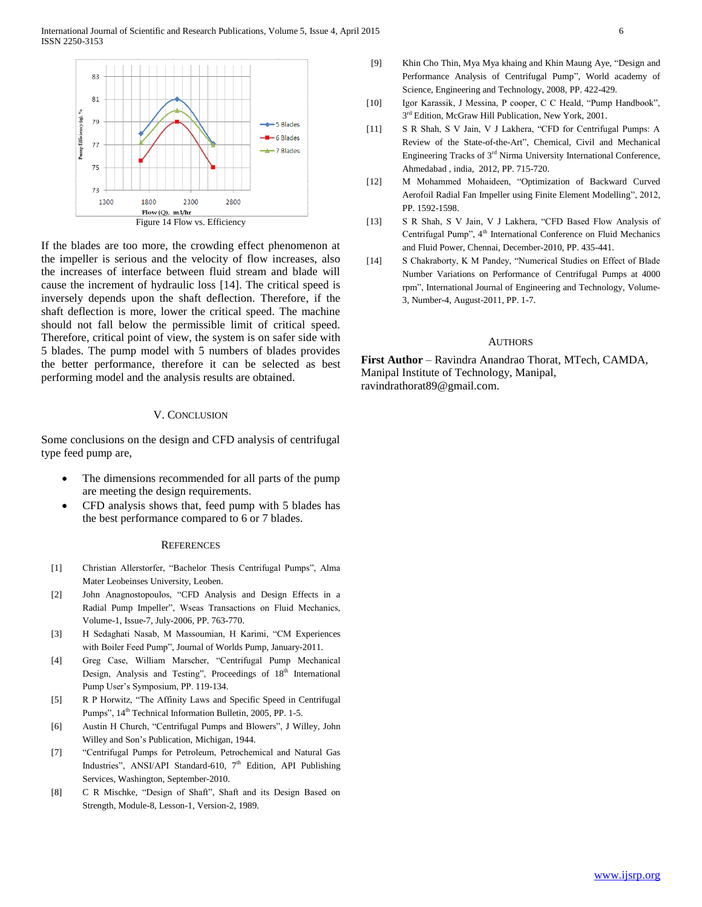83
81
79
77
75
73
1300
1800
2300
2800
Pump Efficiency (η), %
Flow (Q), m3/hr
5 Blades
6 Blades
7 Blades

Figure 14 Flow vs. Efficiency

If the blades are too more, the crowding effect phenomenon at the impeller is serious and the velocity of flow increases, also the increases of interface between fluid stream and blade will cause the increment of hydraulic loss [14]. The critical speed is inversely depends upon the shaft deflection. Therefore, if the shaft deflection is more, lower the critical speed. The machine should not fall below the permissible limit of critical speed. Therefore, critical point of view, the system is on safer side with 5 blades. The pump model with 5 numbers of blades provides the better performance, therefore it can be selected as best performing model and the analysis results are obtained.

## V. Conclusion

Some conclusions on the design and CFD analysis of centrifugal type feed pump are,

- The dimensions recommended for all parts of the pump are meeting the design requirements.
- CFD analysis shows that, feed pump with 5 blades has the best performance compared to 6 or 7 blades.

## References

[1] Christian Allerstorfer, "Bachelor Thesis Centrifugal Pumps", Alma Mater Leobeinses University, Leoben.

[2] John Anagnostopoulos, "CFD Analysis and Design Effects in a Radial Pump Impeller", Wseas Transactions on Fluid Mechanics, Volume-1, Issue-7, July-2006, PP. 763-770.

[3] H Sedaghati Nasab, M Massoumian, H Karimi, "CM Experiences with Boiler Feed Pump", Journal of Worlds Pump, January-2011.

[4] Greg Case, William Marscher, "Centrifugal Pump Mechanical Design, Analysis and Testing", Proceedings of 18th International Pump User's Symposium, PP. 119-134.

[5] R P Horwitz, "The Affinity Laws and Specific Speed in Centrifugal Pumps", 14th Technical Information Bulletin, 2005, PP. 1-5.

[6] Austin H Church, "Centrifugal Pumps and Blowers", J Willey, John Willey and Son's Publication, Michigan, 1944.

[7] "Centrifugal Pumps for Petroleum, Petrochemical and Natural Gas Industries", ANSI/API Standard-610, 7th Edition, API Publishing Services, Washington, September-2010.

[8] C R Mischke, "Design of Shaft", Shaft and its Design Based on Strength, Module-8, Lesson-1, Version-2, 1989.

[9] Khin Cho Thin, Mya Mya khaing and Khin Maung Aye, "Design and Performance Analysis of Centrifugal Pump", World academy of Science, Engineering and Technology, 2008, PP. 422-429.

[10] Igor Karassik, J Messina, P cooper, C C Heald, "Pump Handbook", 3rd Edition, McGraw Hill Publication, New York, 2001.

[11] S R Shah, S V Jain, V J Lakhera, "CFD for Centrifugal Pumps: A Review of the State-of-the-Art", Chemical, Civil and Mechanical Engineering Tracks of 3rd Nirma University International Conference, Ahmedabad , india, 2012, PP. 715-720.

[12] M Mohammed Mohaideen, "Optimization of Backward Curved Aerofoil Radial Fan Impeller using Finite Element Modelling", 2012, PP. 1592-1598.

[13] S R Shah, S V Jain, V J Lakhera, "CFD Based Flow Analysis of Centrifugal Pump", 4th International Conference on Fluid Mechanics and Fluid Power, Chennai, December-2010, PP. 435-441.

[14] S Chakraborty, K M Pandey, "Numerical Studies on Effect of Blade Number Variations on Performance of Centrifugal Pumps at 4000 rpm", International Journal of Engineering and Technology, Volume-3, Number-4, August-2011, PP. 1-7.

## Authors

**First Author** – Ravindra Anandrao Thorat, MTech, CAMDA, Manipal Institute of Technology, Manipal, ravindrathorat89@gmail.com.